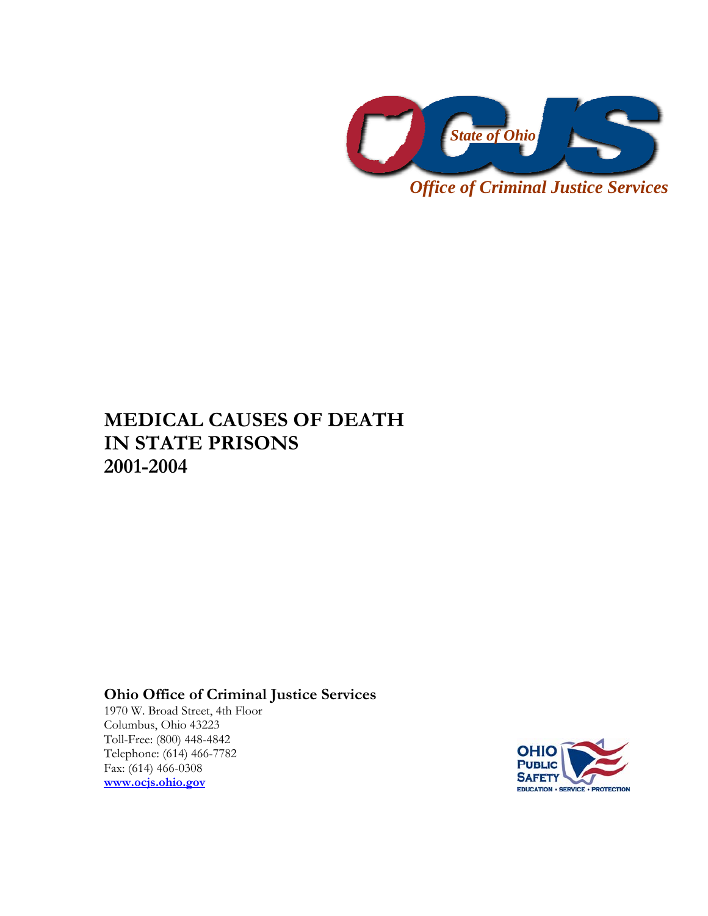OCJS

*State of Ohio*

*Office of Criminal Justice Services*

# MEDICAL CAUSES OF DEATH IN STATE PRISONS 2001-2004

**Ohio Office of Criminal Justice Services**

1970 W. Broad Street, 4th Floor
Columbus, Ohio 43223
Toll-Free: (800) 448-4842
Telephone: (614) 466-7782
Fax: (614) 466-0308
**www.ocjs.ohio.gov**

OHIO PUBLIC SAFETY
EDUCATION • SERVICE • PROTECTION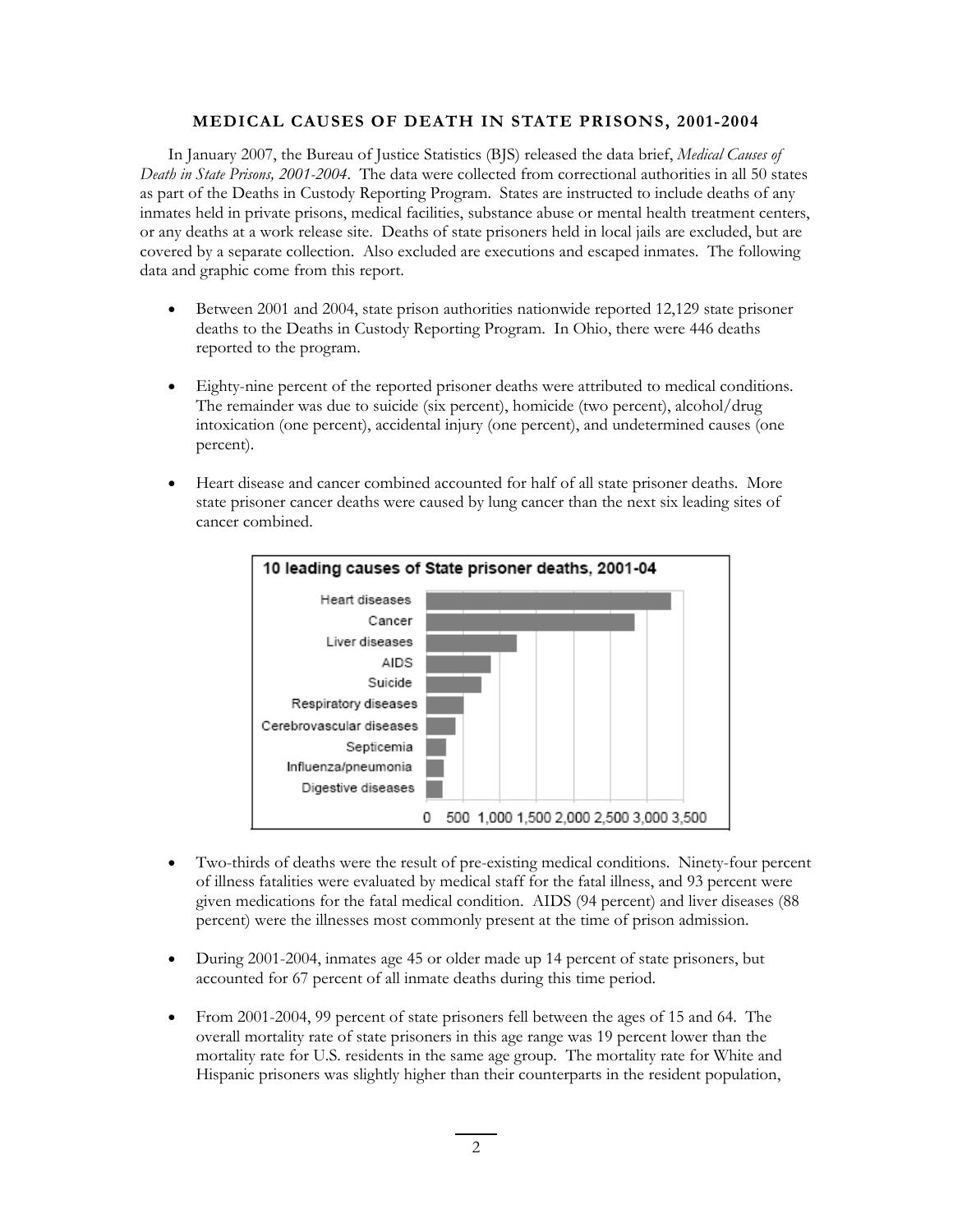## MEDICAL CAUSES OF DEATH IN STATE PRISONS, 2001-2004

In January 2007, the Bureau of Justice Statistics (BJS) released the data brief, *Medical Causes of Death in State Prisons, 2001-2004*. The data were collected from correctional authorities in all 50 states as part of the Deaths in Custody Reporting Program. States are instructed to include deaths of any inmates held in private prisons, medical facilities, substance abuse or mental health treatment centers, or any deaths at a work release site. Deaths of state prisoners held in local jails are excluded, but are covered by a separate collection. Also excluded are executions and escaped inmates. The following data and graphic come from this report.

- Between 2001 and 2004, state prison authorities nationwide reported 12,129 state prisoner deaths to the Deaths in Custody Reporting Program. In Ohio, there were 446 deaths reported to the program.
- Eighty-nine percent of the reported prisoner deaths were attributed to medical conditions. The remainder was due to suicide (six percent), homicide (two percent), alcohol/drug intoxication (one percent), accidental injury (one percent), and undetermined causes (one percent).
- Heart disease and cancer combined accounted for half of all state prisoner deaths. More state prisoner cancer deaths were caused by lung cancer than the next six leading sites of cancer combined.

**10 leading causes of State prisoner deaths, 2001-04**

- Heart diseases
- Cancer
- Liver diseases
- AIDS
- Suicide
- Respiratory diseases
- Cerebrovascular diseases
- Septicemia
- Influenza/pneumonia
- Digestive diseases

0 500 1,000 1,500 2,000 2,500 3,000 3,500

- Two-thirds of deaths were the result of pre-existing medical conditions. Ninety-four percent of illness fatalities were evaluated by medical staff for the fatal illness, and 93 percent were given medications for the fatal medical condition. AIDS (94 percent) and liver diseases (88 percent) were the illnesses most commonly present at the time of prison admission.
- During 2001-2004, inmates age 45 or older made up 14 percent of state prisoners, but accounted for 67 percent of all inmate deaths during this time period.
- From 2001-2004, 99 percent of state prisoners fell between the ages of 15 and 64. The overall mortality rate of state prisoners in this age range was 19 percent lower than the mortality rate for U.S. residents in the same age group. The mortality rate for White and Hispanic prisoners was slightly higher than their counterparts in the resident population,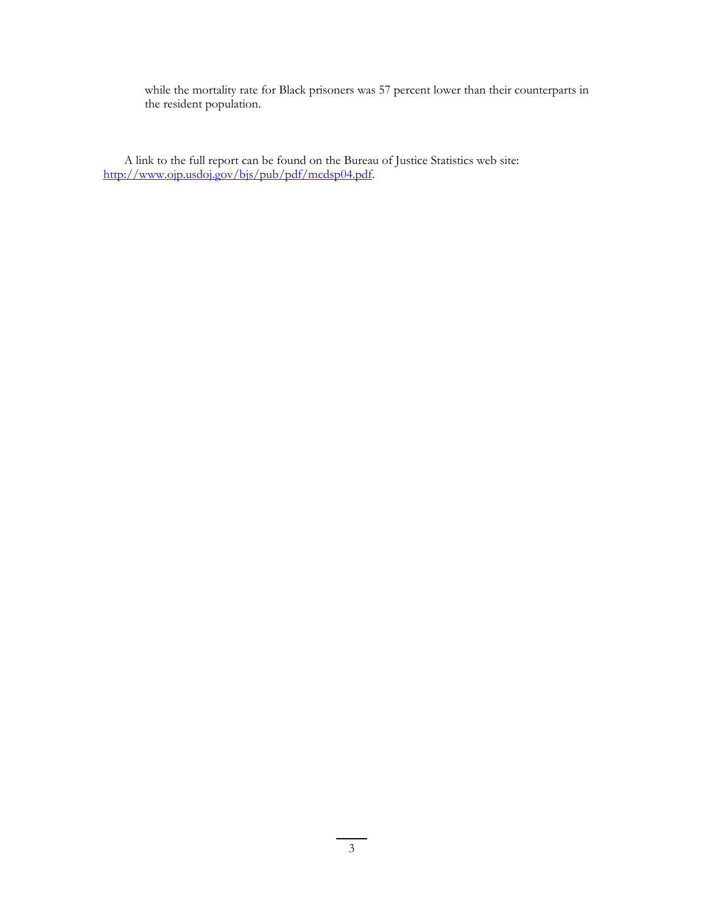while the mortality rate for Black prisoners was 57 percent lower than their counterparts in the resident population.

A link to the full report can be found on the Bureau of Justice Statistics web site: [http://www.ojp.usdoj.gov/bjs/pub/pdf/mcdsp04.pdf](http://www.ojp.usdoj.gov/bjs/pub/pdf/mcdsp04.pdf).